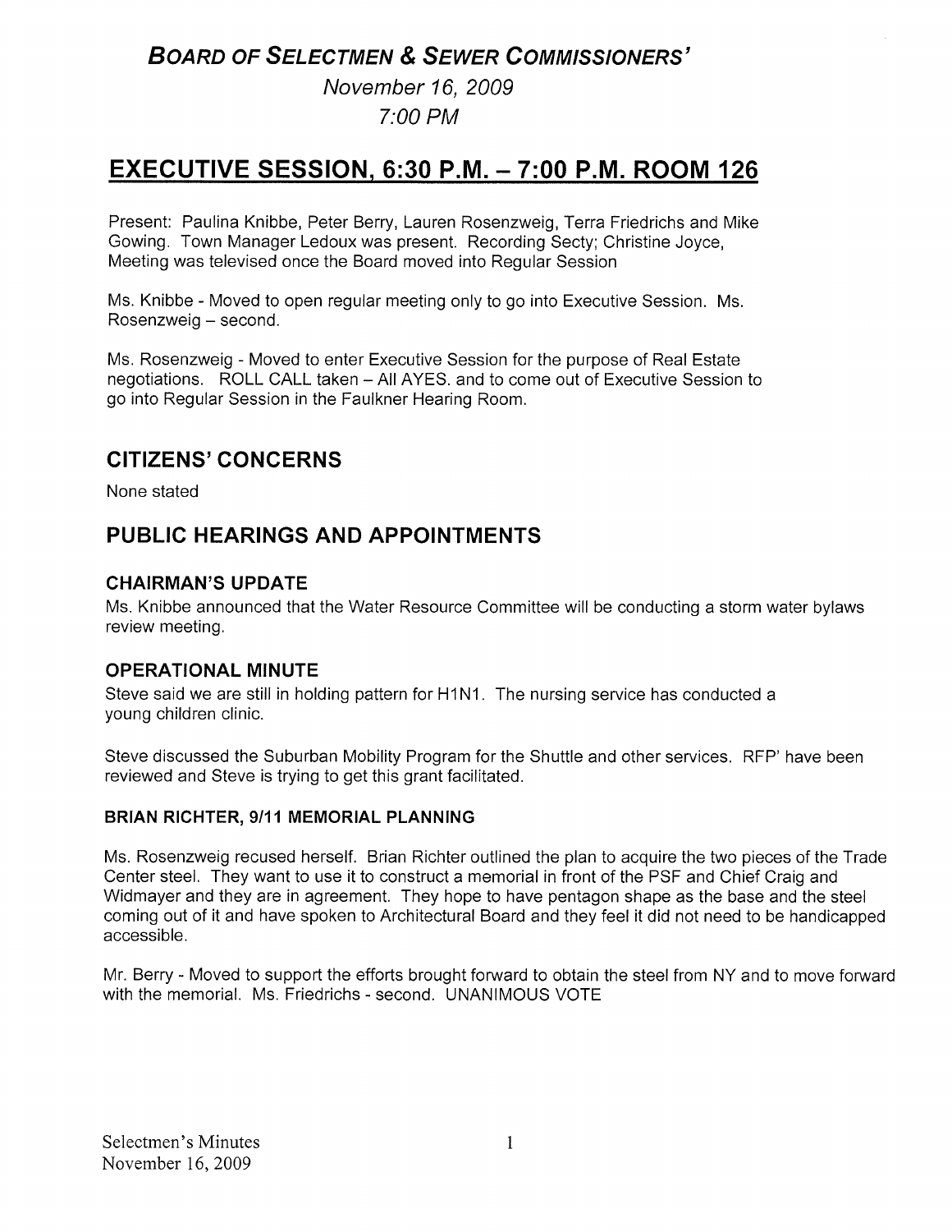## *BOARD OF SELECTMEN & SEWER COMMISSIONERS'*

*November 16, 2009*

*7:00 PM*

# EXECUTIVE SESSION, 6:30 P.M. – 7:00 P.M. ROOM 126

Present: Paulina Knibbe, Peter Berry, Lauren Rosenzweig, Terra Friedrichs and Mike Gowing. Town Manager Ledoux was present. Recording Secty; Christine Joyce, Meeting was televised once the Board moved into Regular Session

Ms. Knibbe - Moved to open regular meeting only to go into Executive Session. Ms. Rosenzweig – second.

Ms. Rosenzweig - Moved to enter Executive Session for the purpose of Real Estate negotiations. ROLL CALL taken – All AYES. and to come out of Executive Session to go into Regular Session in the Faulkner Hearing Room.

## CITIZENS' CONCERNS

None stated

## PUBLIC HEARINGS AND APPOINTMENTS

### CHAIRMAN'S UPDATE

Ms. Knibbe announced that the Water Resource Committee will be conducting a storm water bylaws review meeting.

### OPERATIONAL MINUTE

Steve said we are still in holding pattern for H1N1. The nursing service has conducted a young children clinic.

Steve discussed the Suburban Mobility Program for the Shuttle and other services. RFP' have been reviewed and Steve is trying to get this grant facilitated.

#### BRIAN RICHTER, 9/11 MEMORIAL PLANNING

Ms. Rosenzweig recused herself. Brian Richter outlined the plan to acquire the two pieces of the Trade Center steel. They want to use it to construct a memorial in front of the PSF and Chief Craig and Widmayer and they are in agreement. They hope to have pentagon shape as the base and the steel coming out of it and have spoken to Architectural Board and they feel it did not need to be handicapped accessible.

Mr. Berry - Moved to support the efforts brought forward to obtain the steel from NY and to move forward with the memorial. Ms. Friedrichs - second. UNANIMOUS VOTE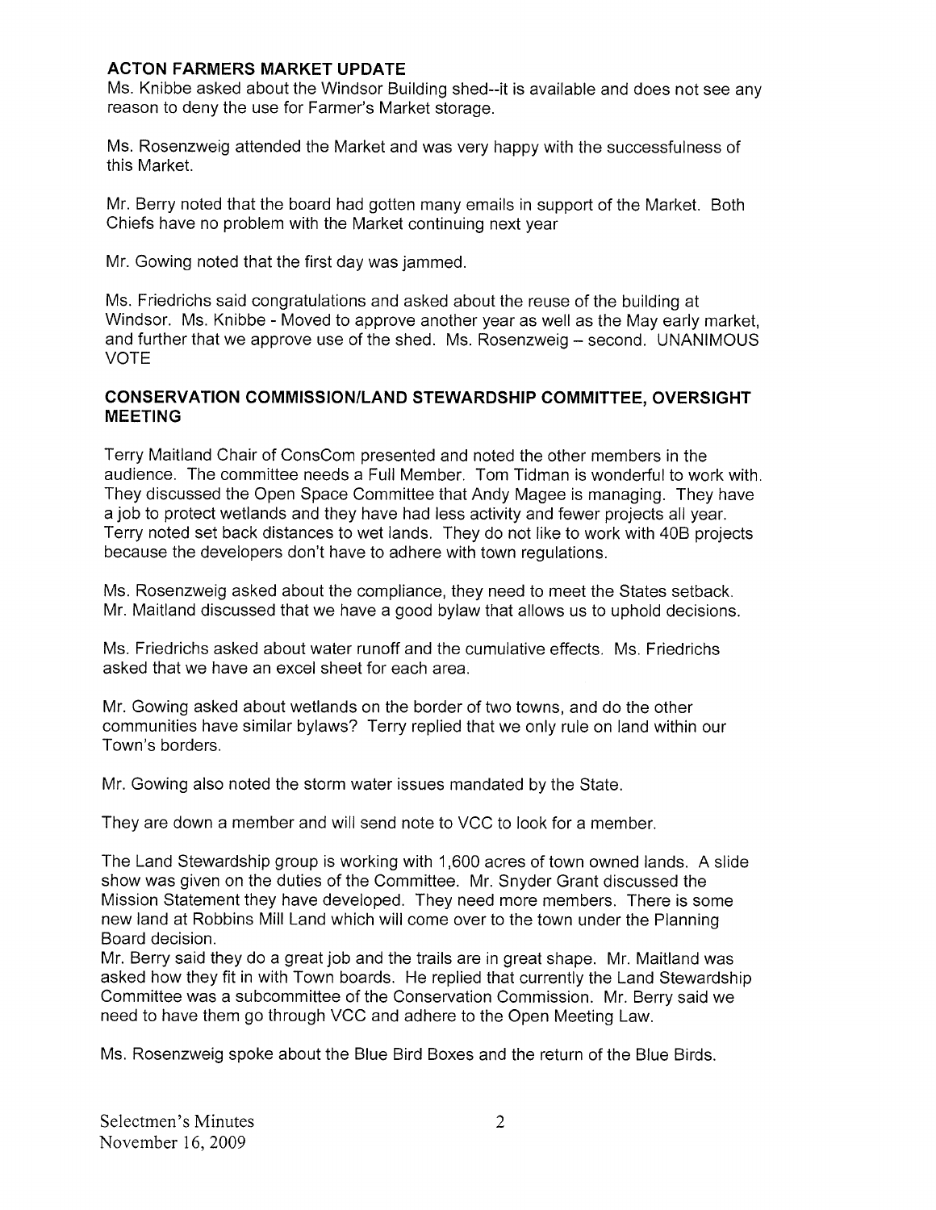**ACTON FARMERS MARKET UPDATE**
Ms. Knibbe asked about the Windsor Building shed--it is available and does not see any reason to deny the use for Farmer's Market storage.

Ms. Rosenzweig attended the Market and was very happy with the successfulness of this Market.

Mr. Berry noted that the board had gotten many emails in support of the Market. Both Chiefs have no problem with the Market continuing next year

Mr. Gowing noted that the first day was jammed.

Ms. Friedrichs said congratulations and asked about the reuse of the building at Windsor. Ms. Knibbe - Moved to approve another year as well as the May early market, and further that we approve use of the shed. Ms. Rosenzweig – second. UNANIMOUS VOTE

**CONSERVATION COMMISSION/LAND STEWARDSHIP COMMITTEE, OVERSIGHT MEETING**

Terry Maitland Chair of ConsCom presented and noted the other members in the audience. The committee needs a Full Member. Tom Tidman is wonderful to work with. They discussed the Open Space Committee that Andy Magee is managing. They have a job to protect wetlands and they have had less activity and fewer projects all year. Terry noted set back distances to wet lands. They do not like to work with 40B projects because the developers don't have to adhere with town regulations.

Ms. Rosenzweig asked about the compliance, they need to meet the States setback. Mr. Maitland discussed that we have a good bylaw that allows us to uphold decisions.

Ms. Friedrichs asked about water runoff and the cumulative effects. Ms. Friedrichs asked that we have an excel sheet for each area.

Mr. Gowing asked about wetlands on the border of two towns, and do the other communities have similar bylaws? Terry replied that we only rule on land within our Town's borders.

Mr. Gowing also noted the storm water issues mandated by the State.

They are down a member and will send note to VCC to look for a member.

The Land Stewardship group is working with 1,600 acres of town owned lands. A slide show was given on the duties of the Committee. Mr. Snyder Grant discussed the Mission Statement they have developed. They need more members. There is some new land at Robbins Mill Land which will come over to the town under the Planning Board decision.
Mr. Berry said they do a great job and the trails are in great shape. Mr. Maitland was asked how they fit in with Town boards. He replied that currently the Land Stewardship Committee was a subcommittee of the Conservation Commission. Mr. Berry said we need to have them go through VCC and adhere to the Open Meeting Law.

Ms. Rosenzweig spoke about the Blue Bird Boxes and the return of the Blue Birds.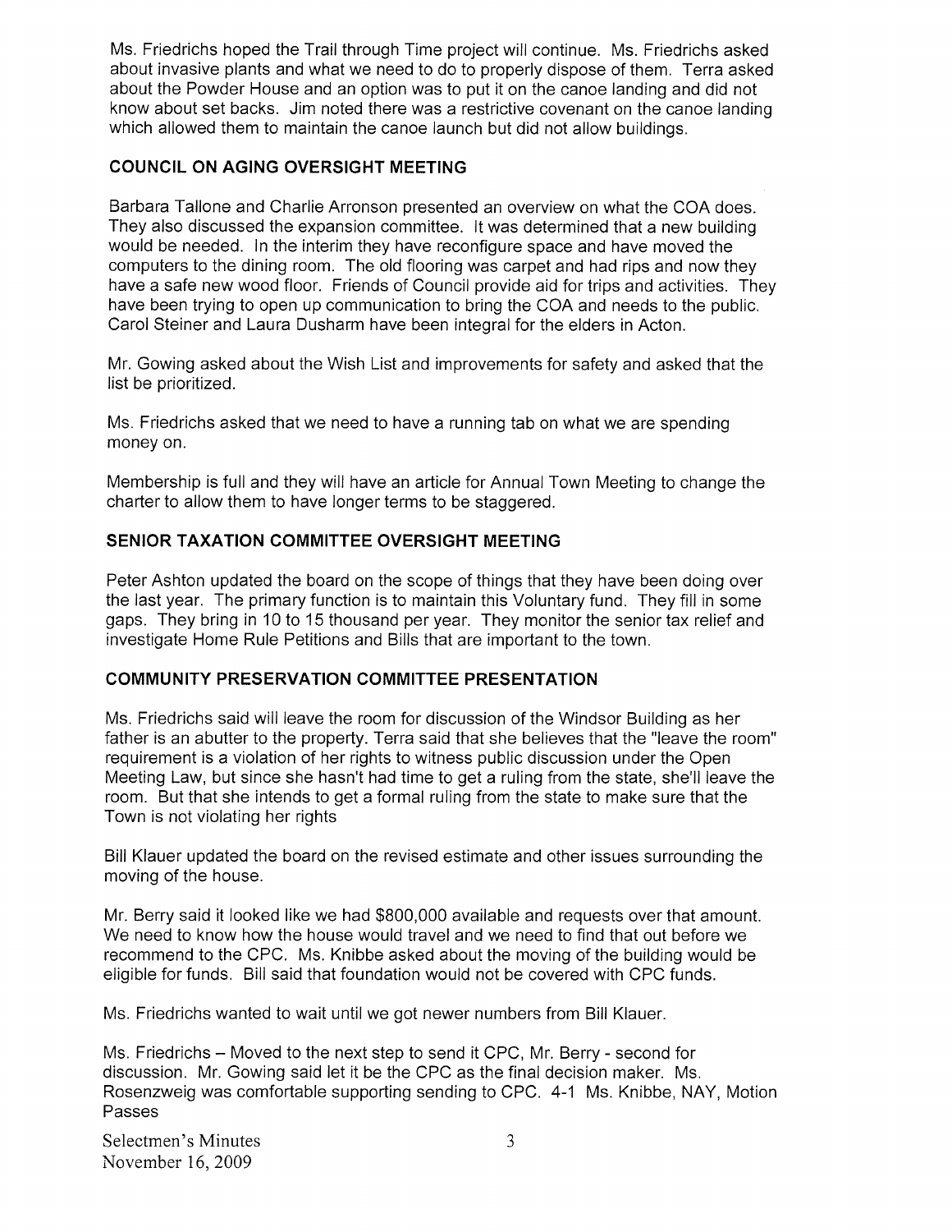Ms. Friedrichs hoped the Trail through Time project will continue. Ms. Friedrichs asked about invasive plants and what we need to do to properly dispose of them. Terra asked about the Powder House and an option was to put it on the canoe landing and did not know about set backs. Jim noted there was a restrictive covenant on the canoe landing which allowed them to maintain the canoe launch but did not allow buildings.

### COUNCIL ON AGING OVERSIGHT MEETING

Barbara Tallone and Charlie Arronson presented an overview on what the COA does. They also discussed the expansion committee. It was determined that a new building would be needed. In the interim they have reconfigure space and have moved the computers to the dining room. The old flooring was carpet and had rips and now they have a safe new wood floor. Friends of Council provide aid for trips and activities. They have been trying to open up communication to bring the COA and needs to the public. Carol Steiner and Laura Dusharm have been integral for the elders in Acton.

Mr. Gowing asked about the Wish List and improvements for safety and asked that the list be prioritized.

Ms. Friedrichs asked that we need to have a running tab on what we are spending money on.

Membership is full and they will have an article for Annual Town Meeting to change the charter to allow them to have longer terms to be staggered.

### SENIOR TAXATION COMMITTEE OVERSIGHT MEETING

Peter Ashton updated the board on the scope of things that they have been doing over the last year. The primary function is to maintain this Voluntary fund. They fill in some gaps. They bring in 10 to 15 thousand per year. They monitor the senior tax relief and investigate Home Rule Petitions and Bills that are important to the town.

### COMMUNITY PRESERVATION COMMITTEE PRESENTATION

Ms. Friedrichs said will leave the room for discussion of the Windsor Building as her father is an abutter to the property. Terra said that she believes that the "leave the room" requirement is a violation of her rights to witness public discussion under the Open Meeting Law, but since she hasn't had time to get a ruling from the state, she'll leave the room. But that she intends to get a formal ruling from the state to make sure that the Town is not violating her rights

Bill Klauer updated the board on the revised estimate and other issues surrounding the moving of the house.

Mr. Berry said it looked like we had $800,000 available and requests over that amount. We need to know how the house would travel and we need to find that out before we recommend to the CPC. Ms. Knibbe asked about the moving of the building would be eligible for funds. Bill said that foundation would not be covered with CPC funds.

Ms. Friedrichs wanted to wait until we got newer numbers from Bill Klauer.

Ms. Friedrichs – Moved to the next step to send it CPC, Mr. Berry - second for discussion. Mr. Gowing said let it be the CPC as the final decision maker. Ms. Rosenzweig was comfortable supporting sending to CPC. 4-1 Ms. Knibbe, NAY, Motion Passes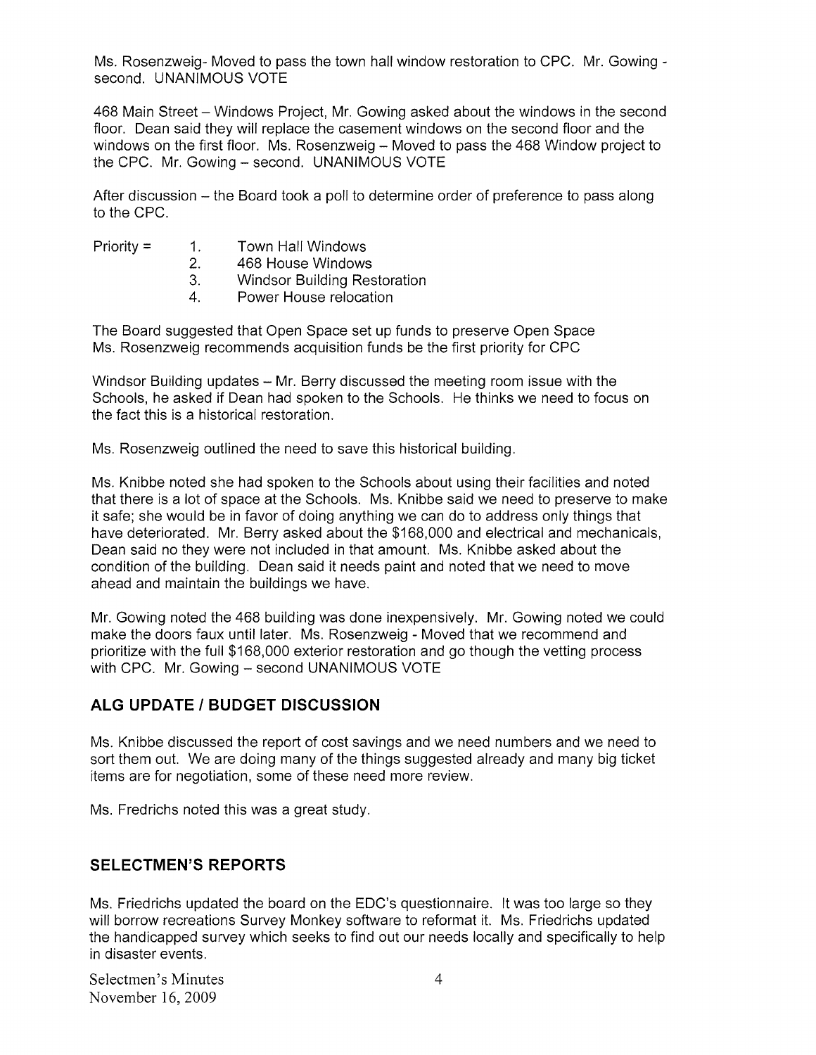Ms. Rosenzweig- Moved to pass the town hall window restoration to CPC. Mr. Gowing - second. UNANIMOUS VOTE

468 Main Street – Windows Project, Mr. Gowing asked about the windows in the second floor. Dean said they will replace the casement windows on the second floor and the windows on the first floor. Ms. Rosenzweig – Moved to pass the 468 Window project to the CPC. Mr. Gowing – second. UNANIMOUS VOTE

After discussion – the Board took a poll to determine order of preference to pass along to the CPC.

Priority =
1. Town Hall Windows
2. 468 House Windows
3. Windsor Building Restoration
4. Power House relocation

The Board suggested that Open Space set up funds to preserve Open Space
Ms. Rosenzweig recommends acquisition funds be the first priority for CPC

Windsor Building updates – Mr. Berry discussed the meeting room issue with the Schools, he asked if Dean had spoken to the Schools. He thinks we need to focus on the fact this is a historical restoration.

Ms. Rosenzweig outlined the need to save this historical building.

Ms. Knibbe noted she had spoken to the Schools about using their facilities and noted that there is a lot of space at the Schools. Ms. Knibbe said we need to preserve to make it safe; she would be in favor of doing anything we can do to address only things that have deteriorated. Mr. Berry asked about the $168,000 and electrical and mechanicals, Dean said no they were not included in that amount. Ms. Knibbe asked about the condition of the building. Dean said it needs paint and noted that we need to move ahead and maintain the buildings we have.

Mr. Gowing noted the 468 building was done inexpensively. Mr. Gowing noted we could make the doors faux until later. Ms. Rosenzweig - Moved that we recommend and prioritize with the full $168,000 exterior restoration and go though the vetting process with CPC. Mr. Gowing – second UNANIMOUS VOTE

## ALG UPDATE / BUDGET DISCUSSION

Ms. Knibbe discussed the report of cost savings and we need numbers and we need to sort them out. We are doing many of the things suggested already and many big ticket items are for negotiation, some of these need more review.

Ms. Fredrichs noted this was a great study.

## SELECTMEN'S REPORTS

Ms. Friedrichs updated the board on the EDC's questionnaire. It was too large so they will borrow recreations Survey Monkey software to reformat it. Ms. Friedrichs updated the handicapped survey which seeks to find out our needs locally and specifically to help in disaster events.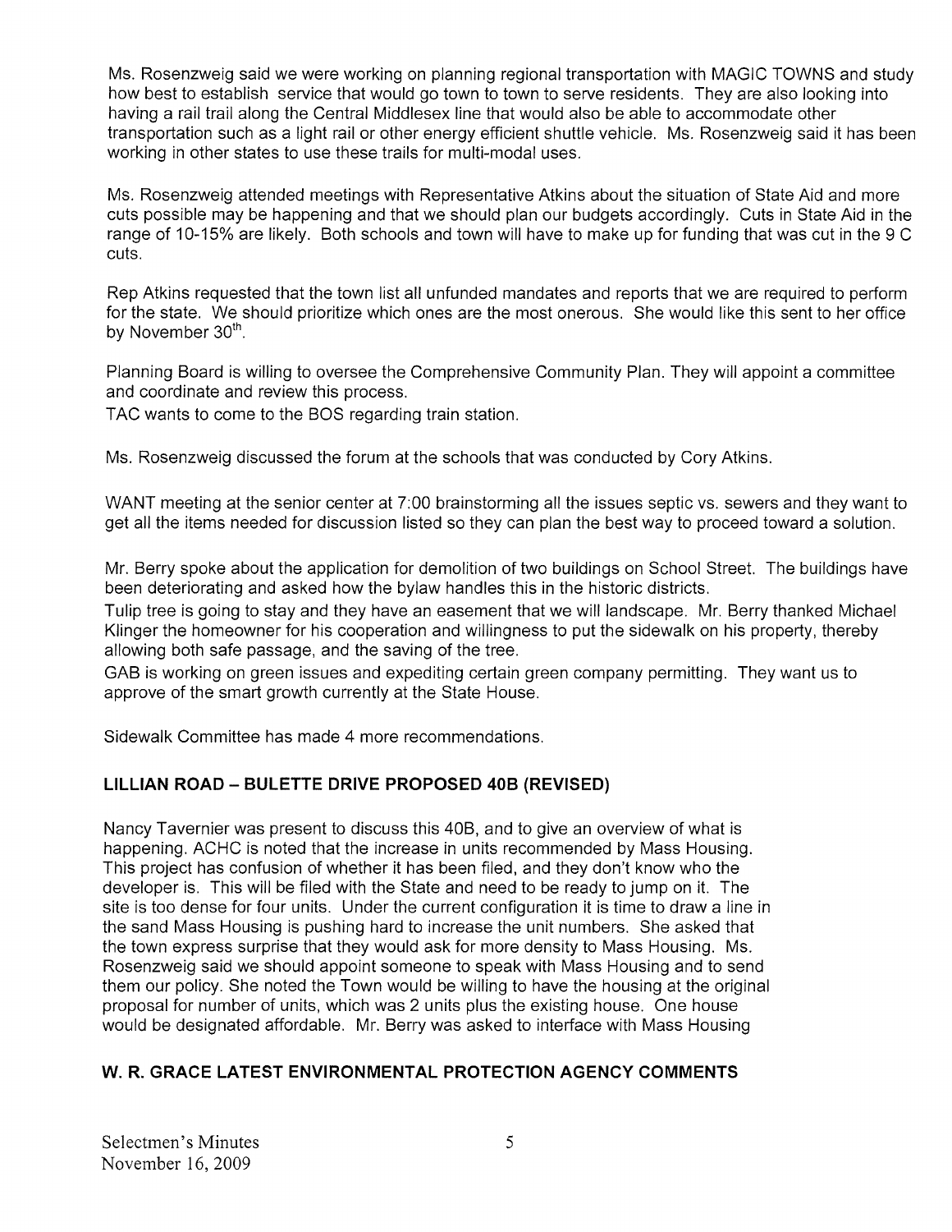Ms. Rosenzweig said we were working on planning regional transportation with MAGIC TOWNS and study how best to establish service that would go town to town to serve residents. They are also looking into having a rail trail along the Central Middlesex line that would also be able to accommodate other transportation such as a light rail or other energy efficient shuttle vehicle. Ms. Rosenzweig said it has been working in other states to use these trails for multi-modal uses.

Ms. Rosenzweig attended meetings with Representative Atkins about the situation of State Aid and more cuts possible may be happening and that we should plan our budgets accordingly. Cuts in State Aid in the range of 10-15% are likely. Both schools and town will have to make up for funding that was cut in the 9 C cuts.

Rep Atkins requested that the town list all unfunded mandates and reports that we are required to perform for the state. We should prioritize which ones are the most onerous. She would like this sent to her office by November 30th.

Planning Board is willing to oversee the Comprehensive Community Plan. They will appoint a committee and coordinate and review this process.
TAC wants to come to the BOS regarding train station.

Ms. Rosenzweig discussed the forum at the schools that was conducted by Cory Atkins.

WANT meeting at the senior center at 7:00 brainstorming all the issues septic vs. sewers and they want to get all the items needed for discussion listed so they can plan the best way to proceed toward a solution.

Mr. Berry spoke about the application for demolition of two buildings on School Street. The buildings have been deteriorating and asked how the bylaw handles this in the historic districts.
Tulip tree is going to stay and they have an easement that we will landscape. Mr. Berry thanked Michael Klinger the homeowner for his cooperation and willingness to put the sidewalk on his property, thereby allowing both safe passage, and the saving of the tree.
GAB is working on green issues and expediting certain green company permitting. They want us to approve of the smart growth currently at the State House.

Sidewalk Committee has made 4 more recommendations.

## LILLIAN ROAD – BULETTE DRIVE PROPOSED 40B (REVISED)

Nancy Tavernier was present to discuss this 40B, and to give an overview of what is happening. ACHC is noted that the increase in units recommended by Mass Housing. This project has confusion of whether it has been filed, and they don't know who the developer is. This will be filed with the State and need to be ready to jump on it. The site is too dense for four units. Under the current configuration it is time to draw a line in the sand Mass Housing is pushing hard to increase the unit numbers. She asked that the town express surprise that they would ask for more density to Mass Housing. Ms. Rosenzweig said we should appoint someone to speak with Mass Housing and to send them our policy. She noted the Town would be willing to have the housing at the original proposal for number of units, which was 2 units plus the existing house. One house would be designated affordable. Mr. Berry was asked to interface with Mass Housing

## W. R. GRACE LATEST ENVIRONMENTAL PROTECTION AGENCY COMMENTS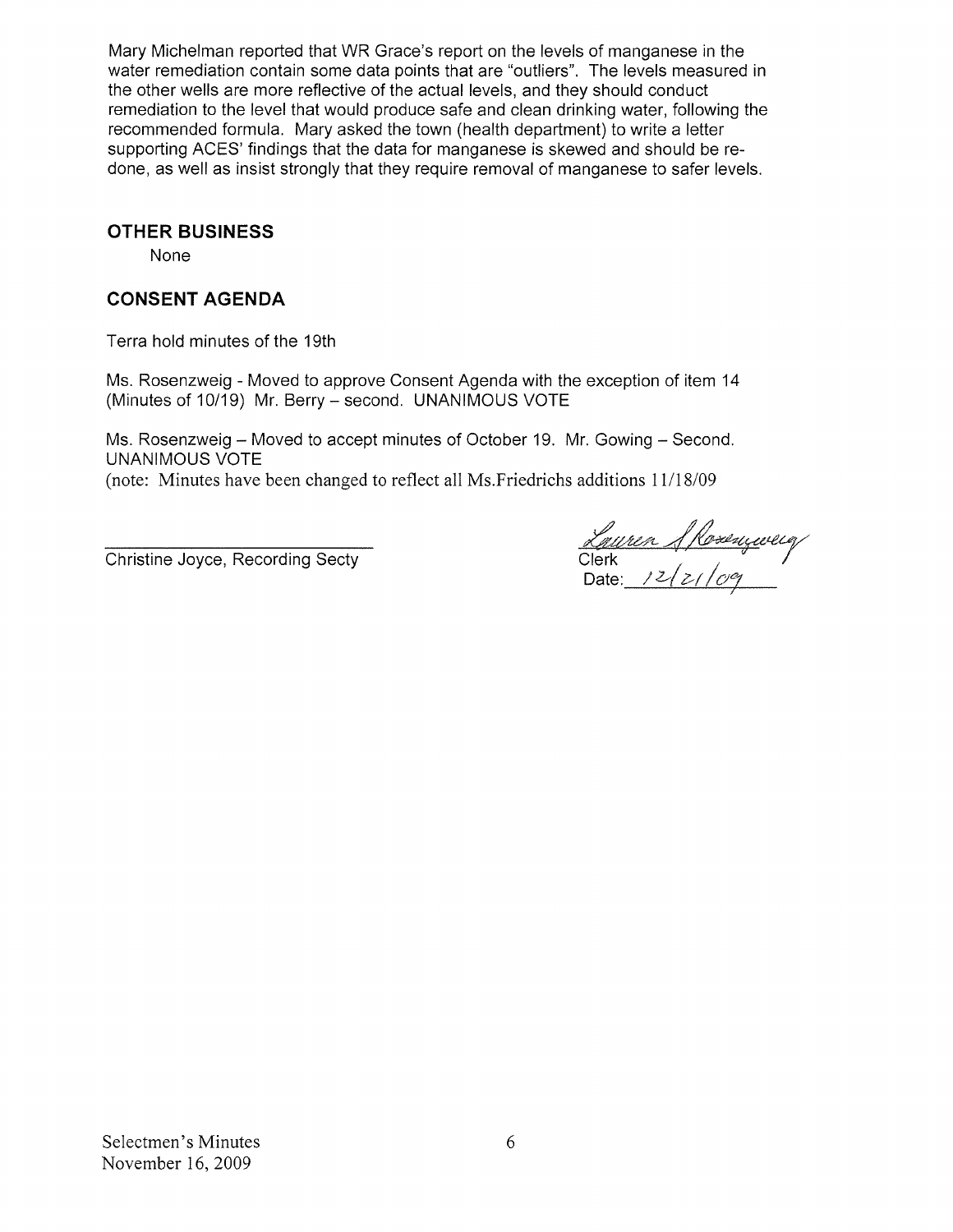Mary Michelman reported that WR Grace's report on the levels of manganese in the water remediation contain some data points that are "outliers". The levels measured in the other wells are more reflective of the actual levels, and they should conduct remediation to the level that would produce safe and clean drinking water, following the recommended formula. Mary asked the town (health department) to write a letter supporting ACES' findings that the data for manganese is skewed and should be re-done, as well as insist strongly that they require removal of manganese to safer levels.

## OTHER BUSINESS

None

## CONSENT AGENDA

Terra hold minutes of the 19th

Ms. Rosenzweig - Moved to approve Consent Agenda with the exception of item 14 (Minutes of 10/19) Mr. Berry – second. UNANIMOUS VOTE

Ms. Rosenzweig – Moved to accept minutes of October 19. Mr. Gowing – Second. UNANIMOUS VOTE

(note: Minutes have been changed to reflect all Ms.Friedrichs additions 11/18/09

Christine Joyce, Recording Secty

Lauren A Rosenzweig
Clerk
Date: 12/21/09